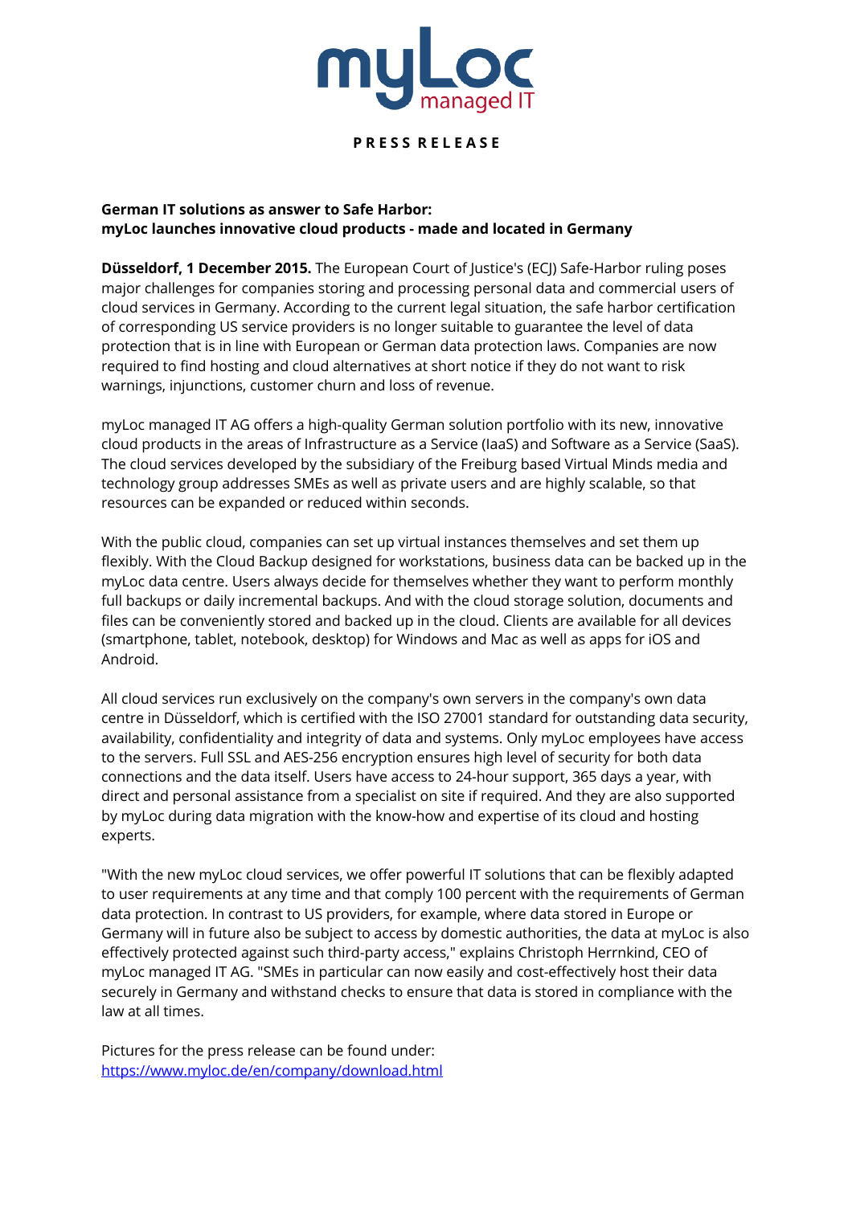myLoc managed IT

**PRESS RELEASE**

**German IT solutions as answer to Safe Harbor:**
**myLoc launches innovative cloud products - made and located in Germany**

**Düsseldorf, 1 December 2015.** The European Court of Justice's (ECJ) Safe-Harbor ruling poses major challenges for companies storing and processing personal data and commercial users of cloud services in Germany. According to the current legal situation, the safe harbor certification of corresponding US service providers is no longer suitable to guarantee the level of data protection that is in line with European or German data protection laws. Companies are now required to find hosting and cloud alternatives at short notice if they do not want to risk warnings, injunctions, customer churn and loss of revenue.

myLoc managed IT AG offers a high-quality German solution portfolio with its new, innovative cloud products in the areas of Infrastructure as a Service (IaaS) and Software as a Service (SaaS). The cloud services developed by the subsidiary of the Freiburg based Virtual Minds media and technology group addresses SMEs as well as private users and are highly scalable, so that resources can be expanded or reduced within seconds.

With the public cloud, companies can set up virtual instances themselves and set them up flexibly. With the Cloud Backup designed for workstations, business data can be backed up in the myLoc data centre. Users always decide for themselves whether they want to perform monthly full backups or daily incremental backups. And with the cloud storage solution, documents and files can be conveniently stored and backed up in the cloud. Clients are available for all devices (smartphone, tablet, notebook, desktop) for Windows and Mac as well as apps for iOS and Android.

All cloud services run exclusively on the company's own servers in the company's own data centre in Düsseldorf, which is certified with the ISO 27001 standard for outstanding data security, availability, confidentiality and integrity of data and systems. Only myLoc employees have access to the servers. Full SSL and AES-256 encryption ensures high level of security for both data connections and the data itself. Users have access to 24-hour support, 365 days a year, with direct and personal assistance from a specialist on site if required. And they are also supported by myLoc during data migration with the know-how and expertise of its cloud and hosting experts.

"With the new myLoc cloud services, we offer powerful IT solutions that can be flexibly adapted to user requirements at any time and that comply 100 percent with the requirements of German data protection. In contrast to US providers, for example, where data stored in Europe or Germany will in future also be subject to access by domestic authorities, the data at myLoc is also effectively protected against such third-party access," explains Christoph Herrnkind, CEO of myLoc managed IT AG. "SMEs in particular can now easily and cost-effectively host their data securely in Germany and withstand checks to ensure that data is stored in compliance with the law at all times.

Pictures for the press release can be found under:
https://www.myloc.de/en/company/download.html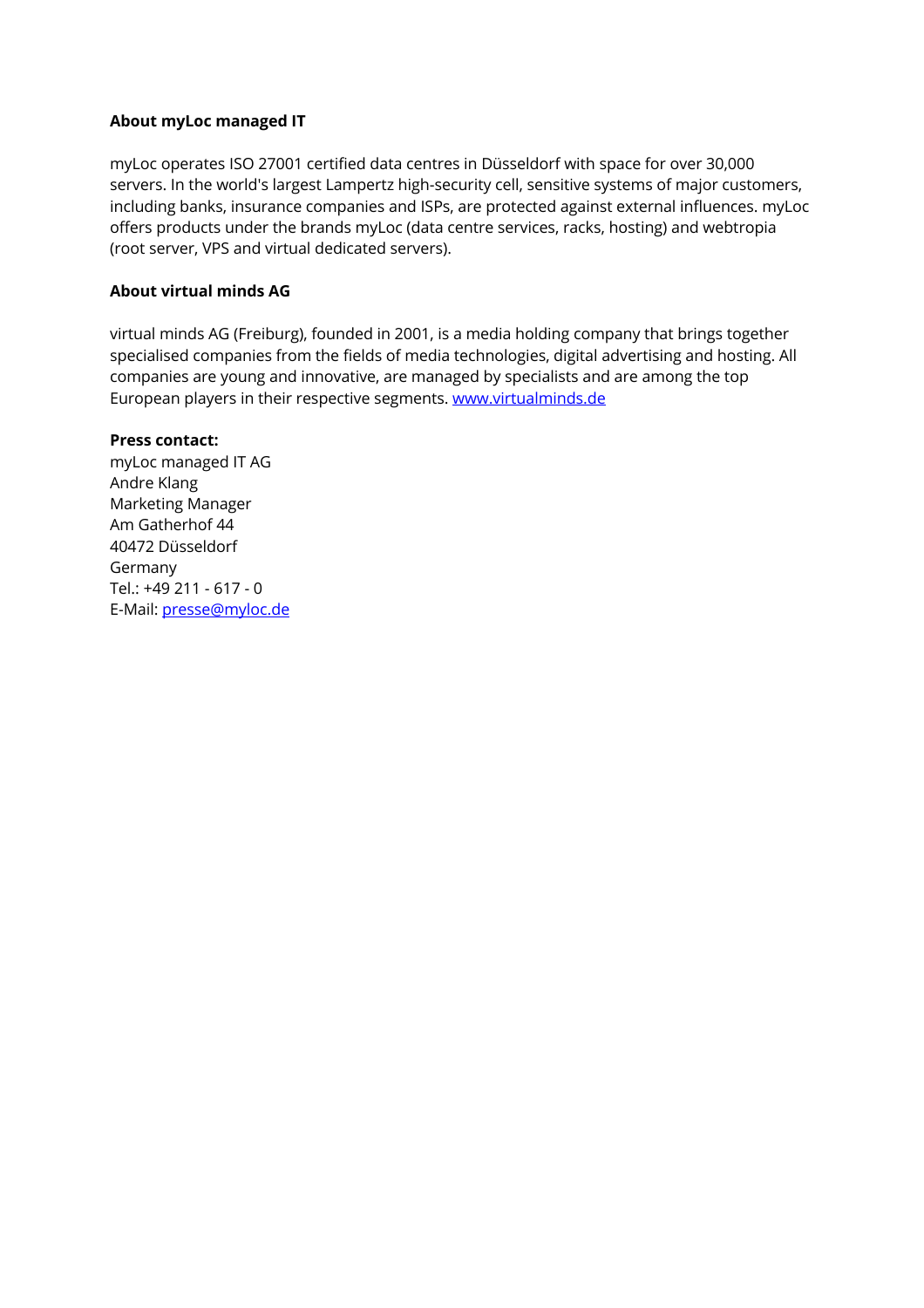**About myLoc managed IT**

myLoc operates ISO 27001 certified data centres in Düsseldorf with space for over 30,000 servers. In the world's largest Lampertz high-security cell, sensitive systems of major customers, including banks, insurance companies and ISPs, are protected against external influences. myLoc offers products under the brands myLoc (data centre services, racks, hosting) and webtropia (root server, VPS and virtual dedicated servers).

**About virtual minds AG**

virtual minds AG (Freiburg), founded in 2001, is a media holding company that brings together specialised companies from the fields of media technologies, digital advertising and hosting. All companies are young and innovative, are managed by specialists and are among the top European players in their respective segments. [www.virtualminds.de](http://www.virtualminds.de)

**Press contact:**
myLoc managed IT AG
Andre Klang
Marketing Manager
Am Gatherhof 44
40472 Düsseldorf
Germany
Tel.: +49 211 - 617 - 0
E-Mail: [presse@myloc.de](mailto:presse@myloc.de)